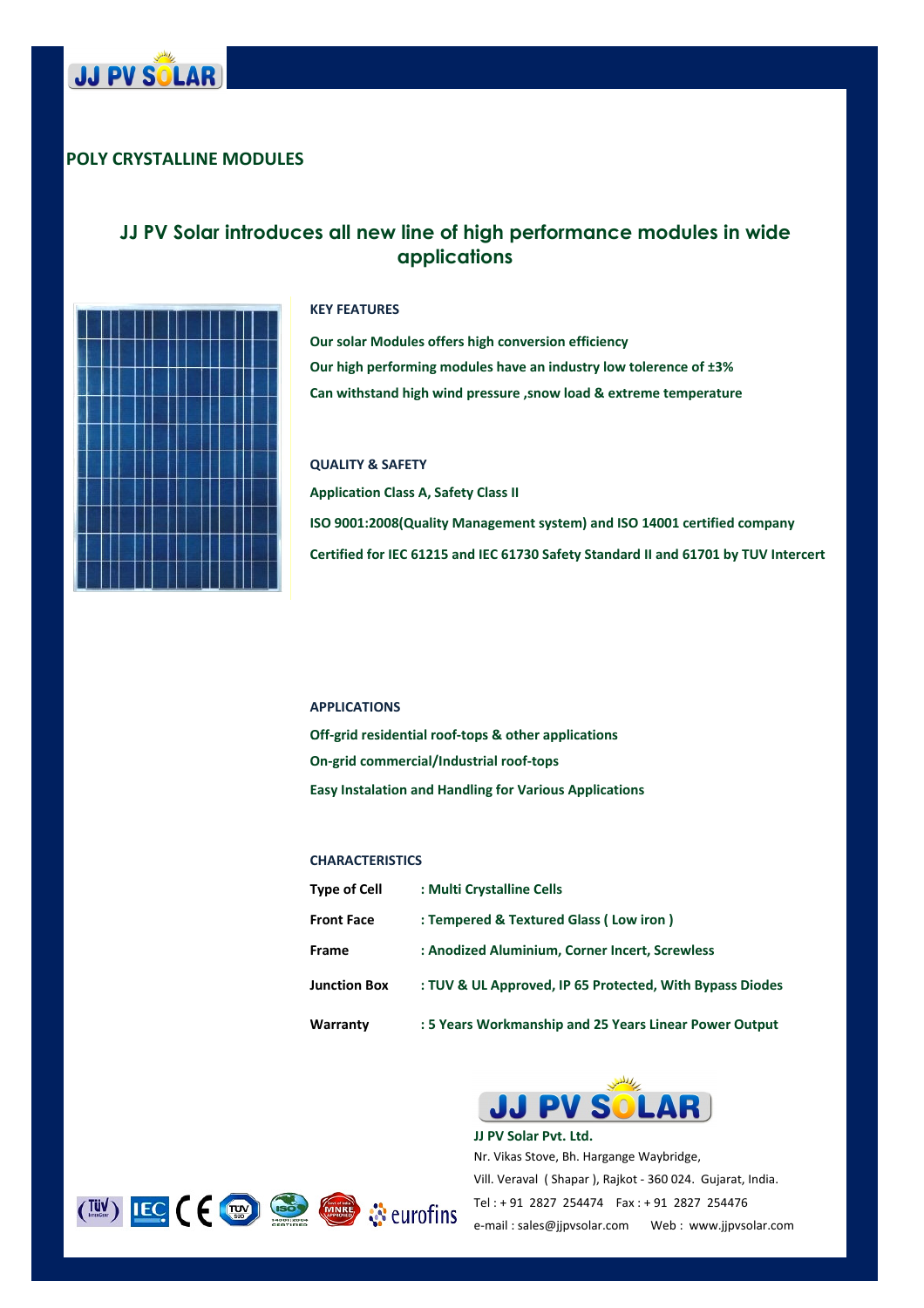JJ PV SOLAR

## POLY CRYSTALLINE MODULES

# JJ PV Solar introduces all new line of high performance modules in wide applications

### KEY FEATURES

Our solar Modules offers high conversion efficiency

Our high performing modules have an industry low tolerence of ±3%

Can withstand high wind pressure ,snow load & extreme temperature

### QUALITY & SAFETY

Application Class A, Safety Class II

ISO 9001:2008(Quality Management system) and ISO 14001 certified company

Certified for IEC 61215 and IEC 61730 Safety Standard II and 61701 by TUV Intercert

### APPLICATIONS

Off-grid residential roof-tops & other applications

On-grid commercial/Industrial roof-tops

Easy Instalation and Handling for Various Applications

### CHARACTERISTICS

| | |
|---|---|
| **Type of Cell** | : Multi Crystalline Cells |
| **Front Face** | : Tempered & Textured Glass ( Low iron ) |
| **Frame** | : Anodized Aluminium, Corner Incert, Screwless |
| **Junction Box** | : TUV & UL Approved, IP 65 Protected, With Bypass Diodes |
| **Warranty** | : 5 Years Workmanship and 25 Years Linear Power Output |

TÜV IEC CE TUV ISO MNRE eurofins

JJ PV SOLAR

**JJ PV Solar Pvt. Ltd.**
Nr. Vikas Stove, Bh. Hargange Waybridge,
Vill. Veraval ( Shapar ), Rajkot - 360 024. Gujarat, India.
Tel : + 91 2827 254474 Fax : + 91 2827 254476
e-mail : sales@jjpvsolar.com Web : www.jjpvsolar.com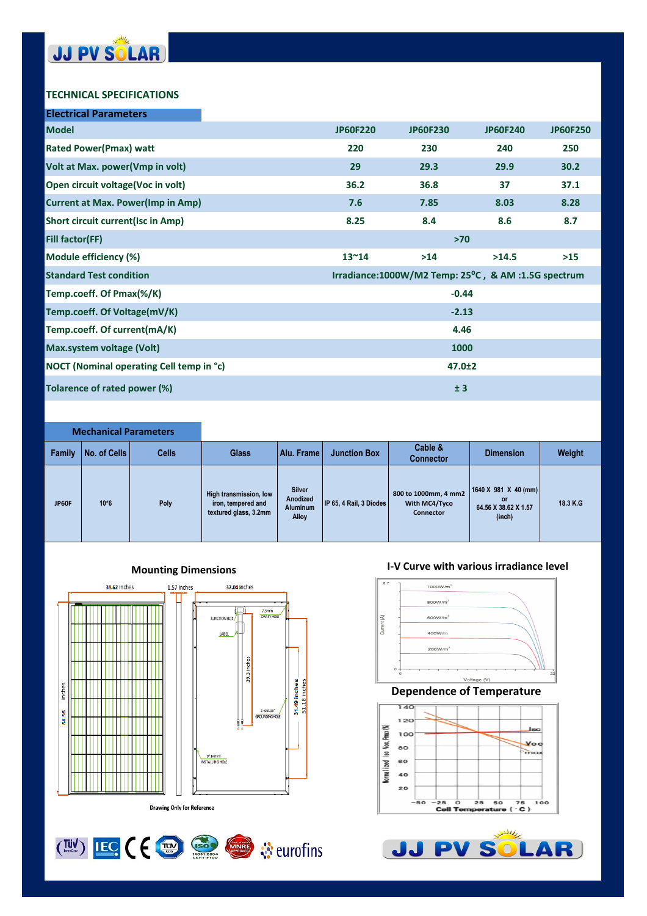JJ PV SOLAR

## TECHNICAL SPECIFICATIONS

### Electrical Parameters

| Model | JP60F220 | JP60F230 | JP60F240 | JP60F250 |
|---|---|---|---|---|
| Rated Power(Pmax) watt | 220 | 230 | 240 | 250 |
| Volt at Max. power(Vmp in volt) | 29 | 29.3 | 29.9 | 30.2 |
| Open circuit voltage(Voc in volt) | 36.2 | 36.8 | 37 | 37.1 |
| Current at Max. Power(Imp in Amp) | 7.6 | 7.85 | 8.03 | 8.28 |
| Short circuit current(Isc in Amp) | 8.25 | 8.4 | 8.6 | 8.7 |
| Fill factor(FF) | >70 | | | |
| Module efficiency (%) | 13~14 | >14 | >14.5 | >15 |
| Standard Test condition | Irradiance:1000W/M2 Temp: 25⁰C , & AM :1.5G spectrum | | | |
| Temp.coeff. Of Pmax(%/K) | -0.44 | | | |
| Temp.coeff. Of Voltage(mV/K) | -2.13 | | | |
| Temp.coeff. Of current(mA/K) | 4.46 | | | |
| Max.system voltage (Volt) | 1000 | | | |
| NOCT (Nominal operating Cell temp in °c) | 47.0±2 | | | |
| Tolarence of rated power (%) | ± 3 | | | |

### Mechanical Parameters

| Family | No. of Cells | Cells | Glass | Alu. Frame | Junction Box | Cable & Connector | Dimension | Weight |
|---|---|---|---|---|---|---|---|---|
| JP60F | 10*6 | Poly | High transmission, low iron, tempered and textured glass, 3.2mm | Silver Anodized Aluminum Alloy | IP 65, 4 Rail, 3 Diodes | 800 to 1000mm, 4 mm2 With MC4/Tyco Connector | 1640 X 981 X 40 (mm) or 64.56 X 38.62 X 1.57 (inch) | 18.3 K.G |

### Mounting Dimensions

38.62 inches
1.57 inches
37.04 inches
JUNCTION BOX
7.5mm DRAIN HOLE
LABEL
39.3 inches
31.49 inches
51.18 inches
64.56 inches
2-Ø0.16" GROUNDING HOLE
9*14mm INSTALLING HOLE

Drawing Only for Reference

### I-V Curve with various irradiance level

8.7
1000W/m²
800W/m²
600W/m²
400W/m
200W/m²
Current (A)
0
0
22
Voltage (V)

### Dependence of Temperature

140
120
100
80
60
40
20
Normalized Isc Voc Pmax (%)
Isc
Voc
Pmax
-50 -25 0 25 50 75 100
Cell Temperature (°C)

TÜV IEC CE TÜV ISO 14001:2004 CERTIFIED MNRE APPROVED eurofins

JJ PV SOLAR